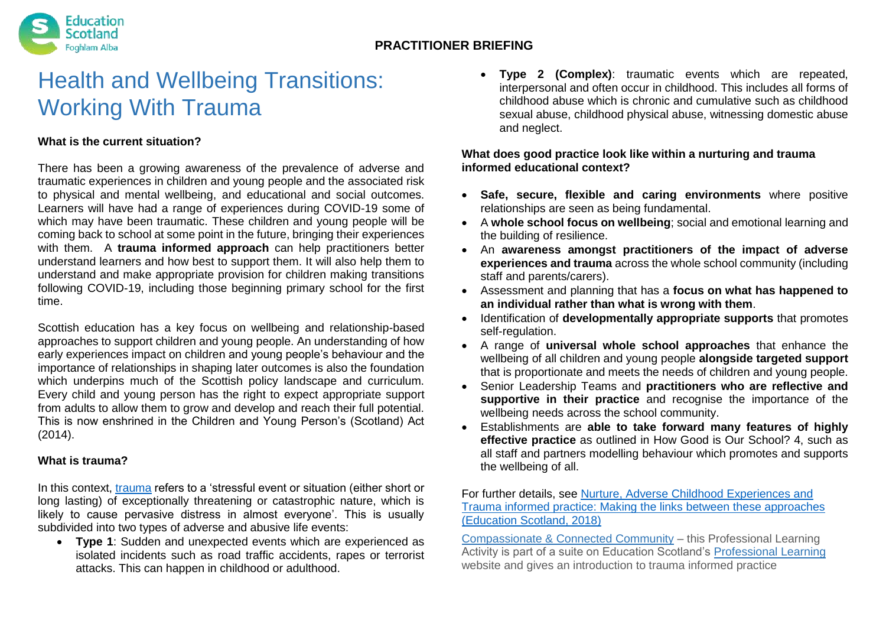**PRACTITIONER BRIEFING**

# Health and Wellbeing Transitions: Working With Trauma

### What is the current situation?

There has been a growing awareness of the prevalence of adverse and traumatic experiences in children and young people and the associated risk to physical and mental wellbeing, and educational and social outcomes. Learners will have had a range of experiences during COVID-19 some of which may have been traumatic. These children and young people will be coming back to school at some point in the future, bringing their experiences with them. A **trauma informed approach** can help practitioners better understand learners and how best to support them. It will also help them to understand and make appropriate provision for children making transitions following COVID-19, including those beginning primary school for the first time.

Scottish education has a key focus on wellbeing and relationship-based approaches to support children and young people. An understanding of how early experiences impact on children and young people's behaviour and the importance of relationships in shaping later outcomes is also the foundation which underpins much of the Scottish policy landscape and curriculum. Every child and young person has the right to expect appropriate support from adults to allow them to grow and develop and reach their full potential. This is now enshrined in the Children and Young Person's (Scotland) Act (2014).

### What is trauma?

In this context, trauma refers to a 'stressful event or situation (either short or long lasting) of exceptionally threatening or catastrophic nature, which is likely to cause pervasive distress in almost everyone'. This is usually subdivided into two types of adverse and abusive life events:

- **Type 1**: Sudden and unexpected events which are experienced as isolated incidents such as road traffic accidents, rapes or terrorist attacks. This can happen in childhood or adulthood.
- **Type 2 (Complex)**: traumatic events which are repeated, interpersonal and often occur in childhood. This includes all forms of childhood abuse which is chronic and cumulative such as childhood sexual abuse, childhood physical abuse, witnessing domestic abuse and neglect.

### What does good practice look like within a nurturing and trauma informed educational context?

- **Safe, secure, flexible and caring environments** where positive relationships are seen as being fundamental.
- A **whole school focus on wellbeing**; social and emotional learning and the building of resilience.
- An **awareness amongst practitioners of the impact of adverse experiences and trauma** across the whole school community (including staff and parents/carers).
- Assessment and planning that has a **focus on what has happened to an individual rather than what is wrong with them**.
- Identification of **developmentally appropriate supports** that promotes self-regulation.
- A range of **universal whole school approaches** that enhance the wellbeing of all children and young people **alongside targeted support** that is proportionate and meets the needs of children and young people.
- Senior Leadership Teams and **practitioners who are reflective and supportive in their practice** and recognise the importance of the wellbeing needs across the school community.
- Establishments are **able to take forward many features of highly effective practice** as outlined in How Good is Our School? 4, such as all staff and partners modelling behaviour which promotes and supports the wellbeing of all.

For further details, see Nurture, Adverse Childhood Experiences and Trauma informed practice: Making the links between these approaches (Education Scotland, 2018)

Compassionate & Connected Community – this Professional Learning Activity is part of a suite on Education Scotland's Professional Learning website and gives an introduction to trauma informed practice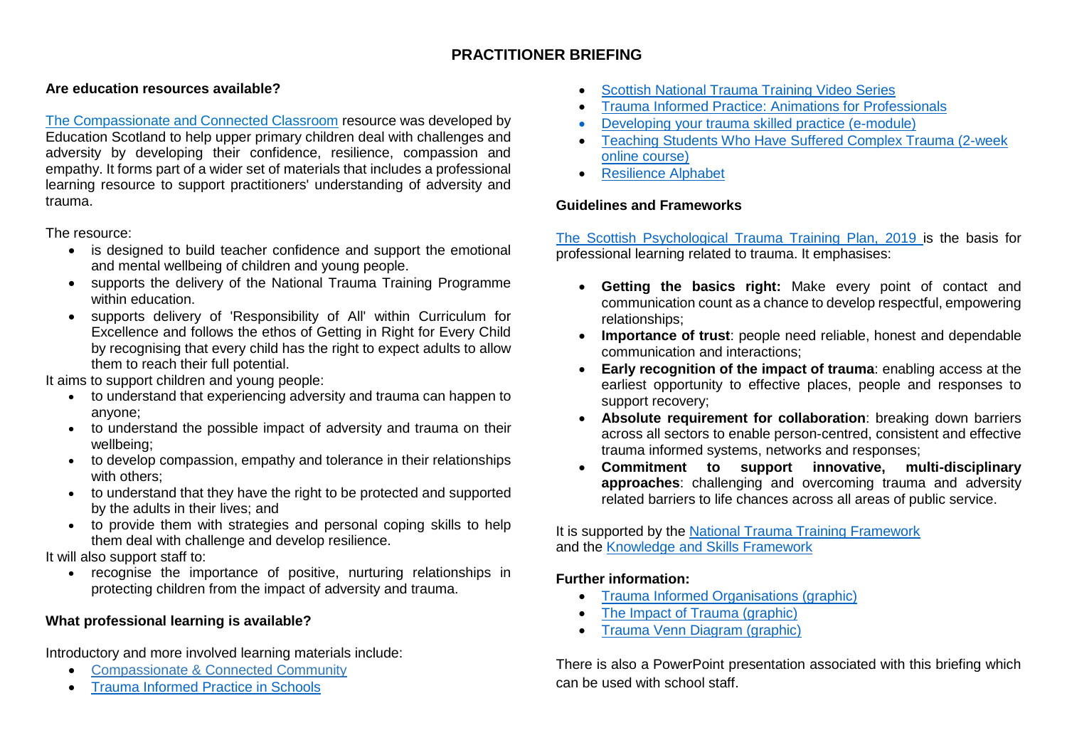# PRACTITIONER BRIEFING

## Are education resources available?

The Compassionate and Connected Classroom resource was developed by Education Scotland to help upper primary children deal with challenges and adversity by developing their confidence, resilience, compassion and empathy. It forms part of a wider set of materials that includes a professional learning resource to support practitioners' understanding of adversity and trauma.

The resource:

- is designed to build teacher confidence and support the emotional and mental wellbeing of children and young people.
- supports the delivery of the National Trauma Training Programme within education.
- supports delivery of 'Responsibility of All' within Curriculum for Excellence and follows the ethos of Getting in Right for Every Child by recognising that every child has the right to expect adults to allow them to reach their full potential.

It aims to support children and young people:

- to understand that experiencing adversity and trauma can happen to anyone;
- to understand the possible impact of adversity and trauma on their wellbeing;
- to develop compassion, empathy and tolerance in their relationships with others;
- to understand that they have the right to be protected and supported by the adults in their lives; and
- to provide them with strategies and personal coping skills to help them deal with challenge and develop resilience.

It will also support staff to:

- recognise the importance of positive, nurturing relationships in protecting children from the impact of adversity and trauma.

## What professional learning is available?

Introductory and more involved learning materials include:

- Compassionate & Connected Community
- Trauma Informed Practice in Schools
- Scottish National Trauma Training Video Series
- Trauma Informed Practice: Animations for Professionals
- Developing your trauma skilled practice (e-module)
- Teaching Students Who Have Suffered Complex Trauma (2-week online course)
- Resilience Alphabet

## Guidelines and Frameworks

The Scottish Psychological Trauma Training Plan, 2019 is the basis for professional learning related to trauma. It emphasises:

- **Getting the basics right:** Make every point of contact and communication count as a chance to develop respectful, empowering relationships;
- **Importance of trust**: people need reliable, honest and dependable communication and interactions;
- **Early recognition of the impact of trauma**: enabling access at the earliest opportunity to effective places, people and responses to support recovery;
- **Absolute requirement for collaboration**: breaking down barriers across all sectors to enable person-centred, consistent and effective trauma informed systems, networks and responses;
- **Commitment to support innovative, multi-disciplinary approaches**: challenging and overcoming trauma and adversity related barriers to life chances across all areas of public service.

It is supported by the National Trauma Training Framework and the Knowledge and Skills Framework

## Further information:

- Trauma Informed Organisations (graphic)
- The Impact of Trauma (graphic)
- Trauma Venn Diagram (graphic)

There is also a PowerPoint presentation associated with this briefing which can be used with school staff.